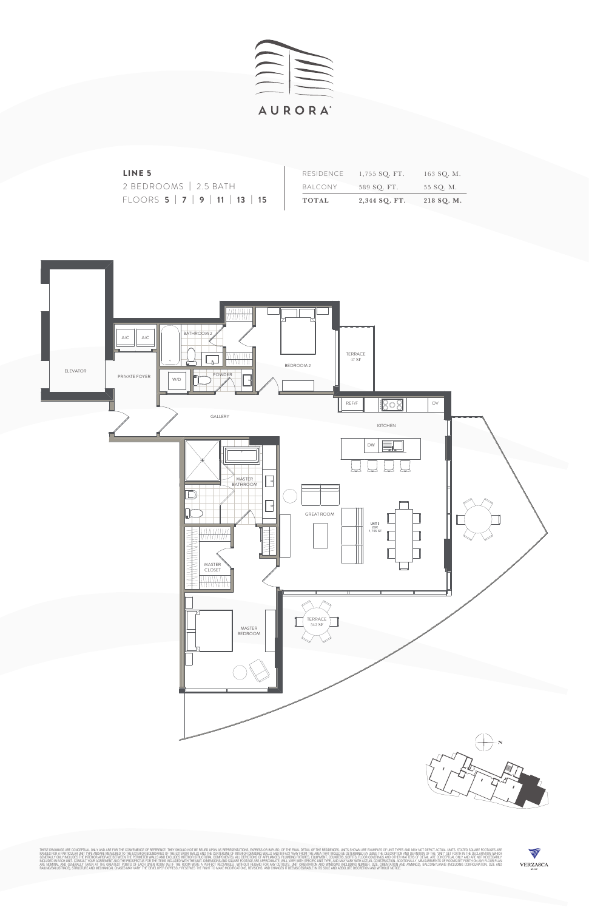# AURORA

**LINE 5**

2 BEDROOMS | 2.5 BATH

FLOORS **5** | **7** | **9** | **11** | **13** | **15**

| | | |
|---|---|---|
| RESIDENCE | 1,755 SQ. FT. | 163 SQ. M. |
| BALCONY | 589 SQ. FT. | 55 SQ. M. |
| **TOTAL** | **2,344 SQ. FT.** | **218 SQ. M.** |

ELEVATOR

PRIVATE FOYER

A/C A/C

BATHROOM 2

W/D

POWDER

BEDROOM 2

TERRACE 47 SF

REF/F

OV

GALLERY

KITCHEN

DW

MASTER BATHROOM

GREAT ROOM

UNIT 5 2BR 1,755 SF

MASTER CLOSET

TERRACE 542 SF

MASTER BEDROOM

N

THESE DRAWINGS ARE CONCEPTUAL ONLY AND ARE FOR THE CONVENIENCE OF REFERENCE. THEY SHOULD NOT BE RELIED UPON AS REPRESENTATIONS, EXPRESS OR IMPLIED, OF THE FINAL DETAIL OF THE RESIDENCES. UNITS SHOWN ARE EXAMPLES OF UNIT TYPES AND MAY NOT DEPICT ACTUAL UNITS. STATED SQUARE FOOTAGES ARE RANGES FOR A PARTICULAR UNIT TYPE AND ARE MEASURED TO THE EXTERIOR BOUNDARIES OF THE EXTERIOR WALLS AND THE CENTERLINE OF INTERIOR DEMISING WALLS AND IN FACT VARY FROM THE AREA THAT WOULD BE DETERMINED BY USING THE DESCRIPTION AND DEFINITION OF THE "UNIT" SET FORTH IN THE DECLARATION (WHICH GENERALLY ONLY INCLUDES THE INTERIOR AIRSPACE BETWEEN THE PERIMETER WALLS AND EXCLUDES INTERIOR STRUCTURAL COMPONENTS). ALL DEPICTIONS OF APPLIANCES, PLUMBING FIXTURES, EQUIPMENT, COUNTERS, SOFFITS, FLOOR COVERINGS AND OTHER MATTERS OF DETAIL ARE CONCEPTUAL ONLY AND ARE NOT NECESSARILY INCLUDED IN EACH UNIT. CONSULT YOUR AGREEMENT AND THE PROSPECTUS FOR THE ITEMS INCLUDED WITH THE UNIT. DIMENSIONS AND SQUARE FOOTAGE ARE APPROXIMATE, WILL VARY WITH SPECIFIC UNIT TYPE, AND MAY VARY WITH ACTUAL CONSTRUCTION. ADDITIONALLY, MEASUREMENTS OF ROOMS SET FORTH ON ANY FLOOR PLAN ARE NOMINAL AND GENERALLY TAKEN AT THE GREATEST POINTS OF EACH GIVEN ROOM (AS IF THE ROOM WERE A PERFECT RECTANGLE), WITHOUT REGARD FOR ANY CUTOUTS. UNIT ORIENTATION AND WINDOWS (INCLUDING NUMBER, SIZE, ORIENTATION AND AWNINGS), BALCONY/LANAIS (INCLUDING CONFIGURATION, SIZE AND RAILING/BALUSTRADE), STRUCTURE AND MECHANICAL CHASES MAY VARY. THE DEVELOPER EXPRESSLY RESERVES THE RIGHT TO MAKE MODIFICATIONS, REVISIONS, AND CHANGES IT DEEMS DESIRABLE IN ITS SOLE AND ABSOLUTE DISCRETION AND WITHOUT NOTICE.

VERZASCA GROUP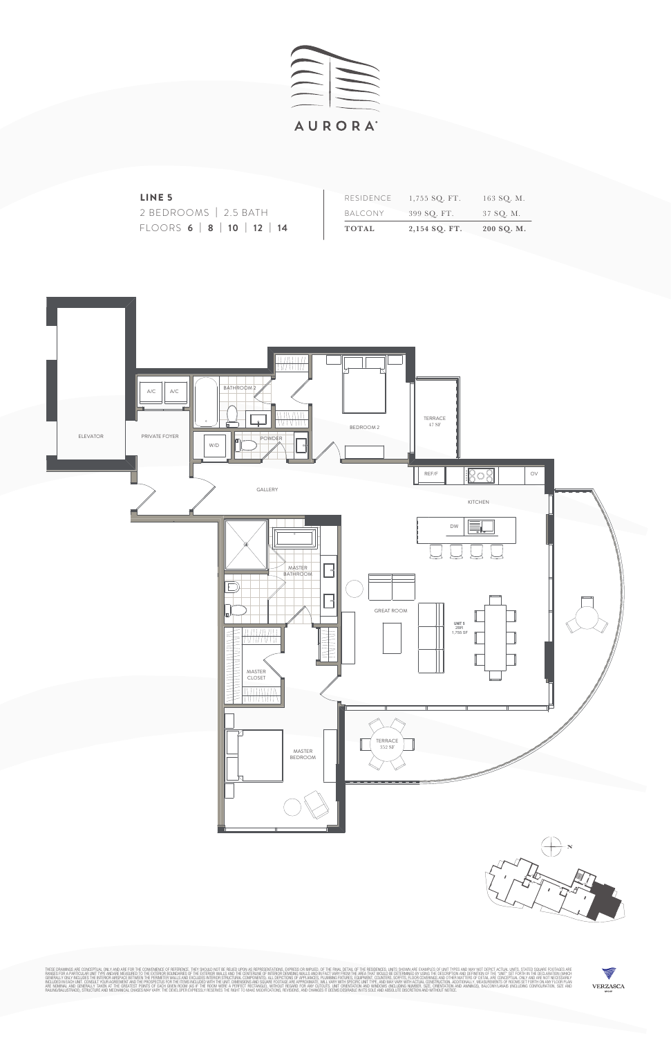AURORA

**LINE 5**

2 BEDROOMS | 2.5 BATH

FLOORS **6** | **8** | **10** | **12** | **14**

| | | |
|---|---|---|
| RESIDENCE | 1,755 SQ. FT. | 163 SQ. M. |
| BALCONY | 399 SQ. FT. | 37 SQ. M. |
| **TOTAL** | **2,154 SQ. FT.** | **200 SQ. M.** |

ELEVATOR

A/C A/C

PRIVATE FOYER

BATHROOM 2

W/D

POWDER

BEDROOM 2

TERRACE 47 SF

REF/F

OV

GALLERY

KITCHEN

DW

MASTER BATHROOM

GREAT ROOM

UNIT 5 2BR 1,755 SF

MASTER CLOSET

TERRACE 352 SF

MASTER BEDROOM

N

THESE DRAWINGS ARE CONCEPTUAL ONLY AND ARE FOR THE CONVENIENCE OF REFERENCE. THEY SHOULD NOT BE RELIED UPON AS REPRESENTATIONS, EXPRESS OR IMPLIED, OF THE FINAL DETAIL OF THE RESIDENCES. UNITS SHOWN ARE EXAMPLES OF UNIT TYPES AND MAY NOT DEPICT ACTUAL UNITS. STATED SQUARE FOOTAGES ARE RANGES FOR A PARTICULAR UNIT TYPE AND ARE MEASURED TO THE EXTERIOR BOUNDARIES OF THE EXTERIOR WALLS AND THE CENTERLINE OF INTERIOR DEMISING WALLS AND IN FACT VARY FROM THE AREA THAT WOULD BE DETERMINED BY USING THE DESCRIPTION AND DEFINITION OF THE "UNIT" SET FORTH IN THE DECLARATION (WHICH GENERALLY ONLY INCLUDES THE INTERIOR AIRSPACE BETWEEN THE PERIMETER WALLS AND EXCLUDES INTERIOR STRUCTURAL COMPONENTS). ALL DEPICTIONS OF APPLIANCES, PLUMBING FIXTURES, EQUIPMENT, COUNTERS, SOFFITS, FLOOR COVERINGS AND OTHER MATTERS OF DETAIL ARE CONCEPTUAL ONLY AND ARE NOT NECESSARILY INCLUDED IN EACH UNIT. CONSULT YOUR AGREEMENT AND THE PROSPECTUS FOR THE ITEMS INCLUDED WITH THE UNIT. DIMENSIONS AND SQUARE FOOTAGE ARE APPROXIMATE, WILL VARY WITH SPECIFIC UNIT TYPE, AND MAY VARY WITH ACTUAL CONSTRUCTION. ADDITIONALLY, MEASUREMENTS OF ROOMS SET FORTH ON ANY FLOOR PLAN ARE NOMINAL AND GENERALLY TAKEN AT THE GREATEST POINTS OF EACH GIVEN ROOM (AS IF THE ROOM WERE A PERFECT RECTANGLE), WITHOUT REGARD FOR ANY CUTOUTS. UNIT ORIENTATION AND WINDOWS (INCLUDING NUMBER, SIZE, ORIENTATION AND AWNINGS), BALCONY/LANAIS (INCLUDING CONFIGURATION, SIZE AND RAILING/BALUSTRADE), STRUCTURE AND MECHANICAL CHASES MAY VARY. THE DEVELOPER EXPRESSLY RESERVES THE RIGHT TO MAKE MODIFICATIONS, REVISIONS, AND CHANGES IT DEEMS DESIRABLE IN ITS SOLE AND ABSOLUTE DISCRETION AND WITHOUT NOTICE.

VERZASCA GROUP